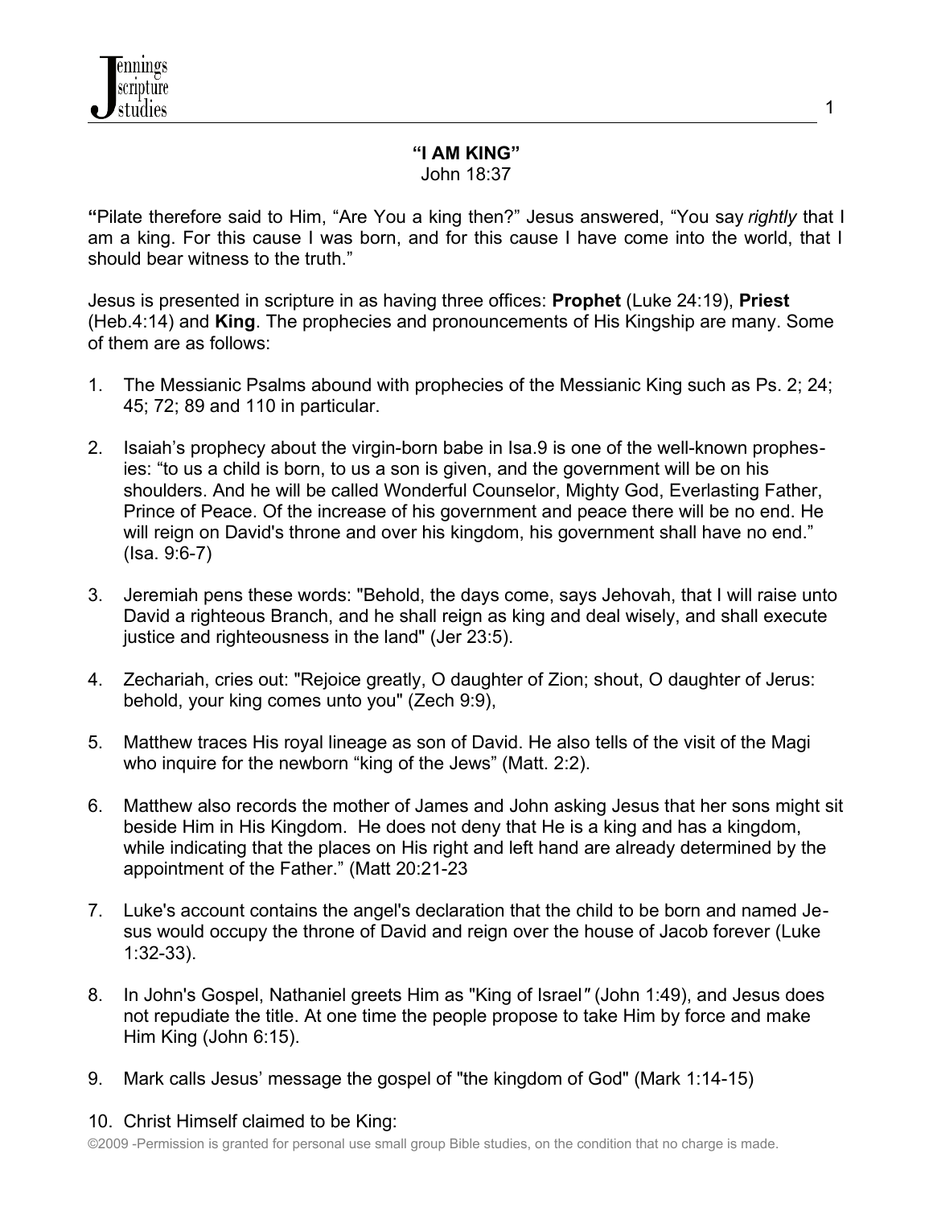# "I AM KING"

John 18:37

**"**Pilate therefore said to Him, "Are You a king then?" Jesus answered, "You say *rightly* that I am a king. For this cause I was born, and for this cause I have come into the world, that I should bear witness to the truth."

Jesus is presented in scripture in as having three offices: **Prophet** (Luke 24:19), **Priest** (Heb.4:14) and **King**. The prophecies and pronouncements of His Kingship are many. Some of them are as follows:

1. The Messianic Psalms abound with prophecies of the Messianic King such as Ps. 2; 24; 45; 72; 89 and 110 in particular.

2. Isaiah's prophecy about the virgin-born babe in Isa.9 is one of the well-known prophesies: "to us a child is born, to us a son is given, and the government will be on his shoulders. And he will be called Wonderful Counselor, Mighty God, Everlasting Father, Prince of Peace. Of the increase of his government and peace there will be no end. He will reign on David's throne and over his kingdom, his government shall have no end." (Isa. 9:6-7)

3. Jeremiah pens these words: "Behold, the days come, says Jehovah, that I will raise unto David a righteous Branch, and he shall reign as king and deal wisely, and shall execute justice and righteousness in the land" (Jer 23:5).

4. Zechariah, cries out: "Rejoice greatly, O daughter of Zion; shout, O daughter of Jerus: behold, your king comes unto you" (Zech 9:9),

5. Matthew traces His royal lineage as son of David. He also tells of the visit of the Magi who inquire for the newborn "king of the Jews" (Matt. 2:2).

6. Matthew also records the mother of James and John asking Jesus that her sons might sit beside Him in His Kingdom. He does not deny that He is a king and has a kingdom, while indicating that the places on His right and left hand are already determined by the appointment of the Father." (Matt 20:21-23

7. Luke's account contains the angel's declaration that the child to be born and named Jesus would occupy the throne of David and reign over the house of Jacob forever (Luke 1:32-33).

8. In John's Gospel, Nathaniel greets Him as "King of Israel" (John 1:49), and Jesus does not repudiate the title. At one time the people propose to take Him by force and make Him King (John 6:15).

9. Mark calls Jesus' message the gospel of "the kingdom of God" (Mark 1:14-15)

10. Christ Himself claimed to be King:

©2009 -Permission is granted for personal use small group Bible studies, on the condition that no charge is made.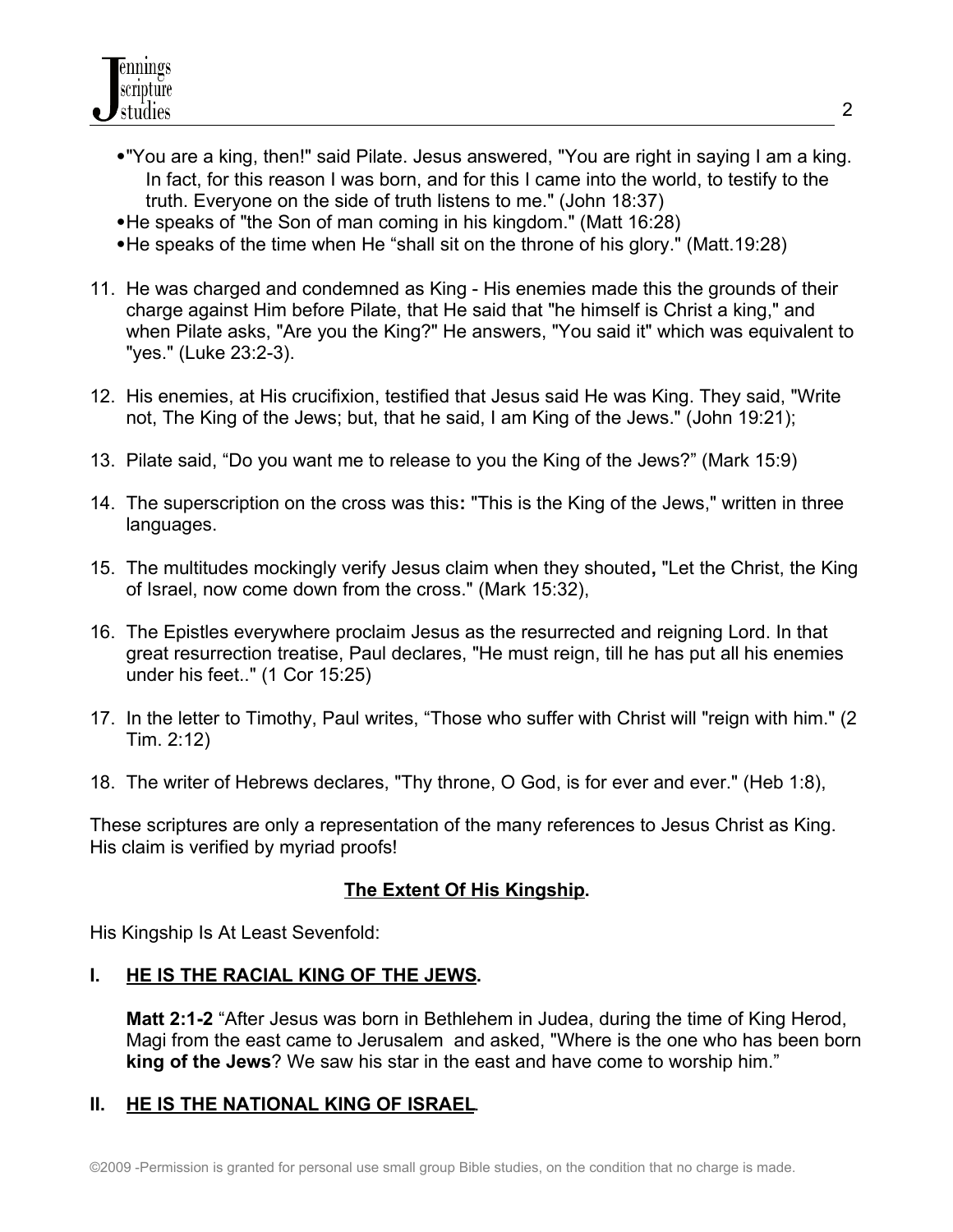- "You are a king, then!" said Pilate. Jesus answered, "You are right in saying I am a king. In fact, for this reason I was born, and for this I came into the world, to testify to the truth. Everyone on the side of truth listens to me." (John 18:37)
- He speaks of "the Son of man coming in his kingdom." (Matt 16:28)
- He speaks of the time when He "shall sit on the throne of his glory." (Matt.19:28)

11. He was charged and condemned as King - His enemies made this the grounds of their charge against Him before Pilate, that He said that "he himself is Christ a king," and when Pilate asks, "Are you the King?" He answers, "You said it" which was equivalent to "yes." (Luke 23:2-3).

12. His enemies, at His crucifixion, testified that Jesus said He was King. They said, "Write not, The King of the Jews; but, that he said, I am King of the Jews." (John 19:21);

13. Pilate said, "Do you want me to release to you the King of the Jews?" (Mark 15:9)

14. The superscription on the cross was this**:** "This is the King of the Jews," written in three languages.

15. The multitudes mockingly verify Jesus claim when they shouted**,** "Let the Christ, the King of Israel, now come down from the cross." (Mark 15:32),

16. The Epistles everywhere proclaim Jesus as the resurrected and reigning Lord. In that great resurrection treatise, Paul declares, "He must reign, till he has put all his enemies under his feet.." (1 Cor 15:25)

17. In the letter to Timothy, Paul writes, "Those who suffer with Christ will "reign with him." (2 Tim. 2:12)

18. The writer of Hebrews declares, "Thy throne, O God, is for ever and ever." (Heb 1:8),

These scriptures are only a representation of the many references to Jesus Christ as King. His claim is verified by myriad proofs!

## The Extent Of His Kingship.

His Kingship Is At Least Sevenfold:

### I. HE IS THE RACIAL KING OF THE JEWS.

**Matt 2:1-2** "After Jesus was born in Bethlehem in Judea, during the time of King Herod, Magi from the east came to Jerusalem and asked, "Where is the one who has been born **king of the Jews**? We saw his star in the east and have come to worship him."

### II. HE IS THE NATIONAL KING OF ISRAEL.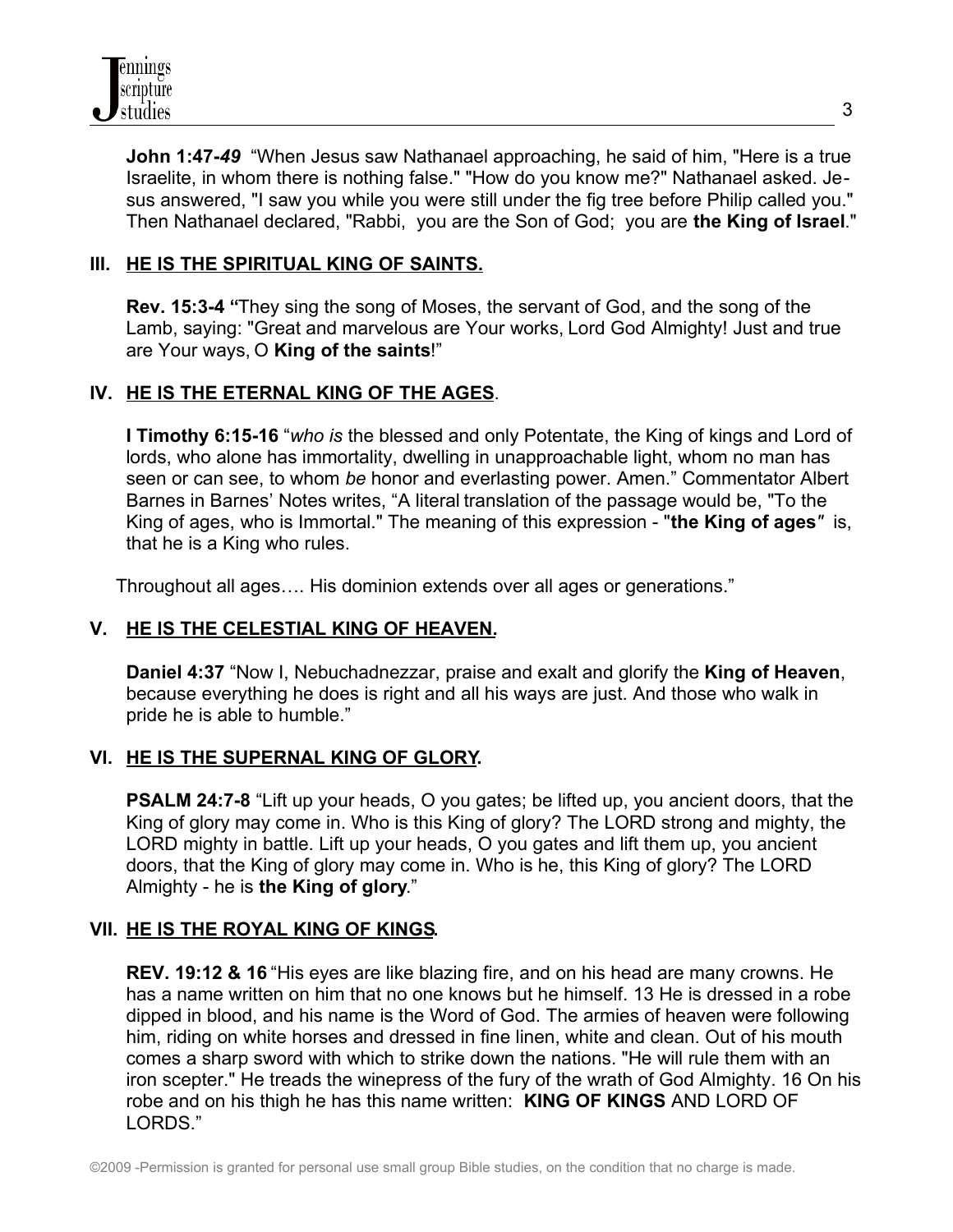**John 1:47-*49*** "When Jesus saw Nathanael approaching, he said of him, "Here is a true Israelite, in whom there is nothing false." "How do you know me?" Nathanael asked. Jesus answered, "I saw you while you were still under the fig tree before Philip called you." Then Nathanael declared, "Rabbi, you are the Son of God; you are **the King of Israel**."

## III. <u>HE IS THE SPIRITUAL KING OF SAINTS.</u>

**Rev. 15:3-4 "**They sing the song of Moses, the servant of God, and the song of the Lamb, saying: "Great and marvelous are Your works, Lord God Almighty! Just and true are Your ways, O **King of the saints**!"

## IV. <u>HE IS THE ETERNAL KING OF THE AGES</u>.

**I Timothy 6:15-16** "*who is* the blessed and only Potentate, the King of kings and Lord of lords, who alone has immortality, dwelling in unapproachable light, whom no man has seen or can see, to whom *be* honor and everlasting power. Amen." Commentator Albert Barnes in Barnes' Notes writes, "A literal translation of the passage would be, "To the King of ages, who is Immortal." The meaning of this expression - "**the King of ages**" is, that he is a King who rules.

Throughout all ages…. His dominion extends over all ages or generations."

## V. <u>HE IS THE CELESTIAL KING OF HEAVEN.</u>

**Daniel 4:37** "Now I, Nebuchadnezzar, praise and exalt and glorify the **King of Heaven**, because everything he does is right and all his ways are just. And those who walk in pride he is able to humble."

## VI. <u>HE IS THE SUPERNAL KING OF GLORY</u>.

**PSALM 24:7-8** "Lift up your heads, O you gates; be lifted up, you ancient doors, that the King of glory may come in. Who is this King of glory? The LORD strong and mighty, the LORD mighty in battle. Lift up your heads, O you gates and lift them up, you ancient doors, that the King of glory may come in. Who is he, this King of glory? The LORD Almighty - he is **the King of glory**."

## VII. <u>HE IS THE ROYAL KING OF KINGS</u>.

**REV. 19:12 & 16** "His eyes are like blazing fire, and on his head are many crowns. He has a name written on him that no one knows but he himself. 13 He is dressed in a robe dipped in blood, and his name is the Word of God. The armies of heaven were following him, riding on white horses and dressed in fine linen, white and clean. Out of his mouth comes a sharp sword with which to strike down the nations. "He will rule them with an iron scepter." He treads the winepress of the fury of the wrath of God Almighty. 16 On his robe and on his thigh he has this name written: **KING OF KINGS** AND LORD OF LORDS."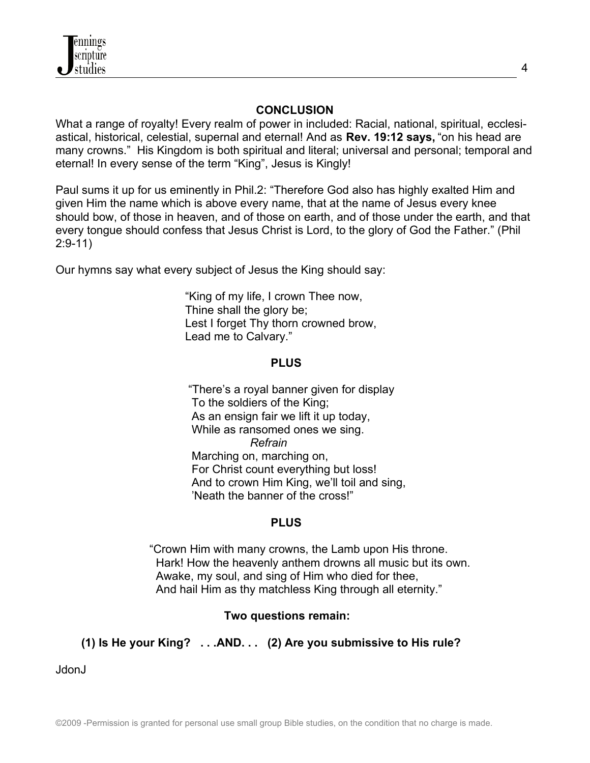## CONCLUSION

What a range of royalty! Every realm of power in included: Racial, national, spiritual, ecclesiastical, historical, celestial, supernal and eternal! And as **Rev. 19:12 says,** "on his head are many crowns." His Kingdom is both spiritual and literal; universal and personal; temporal and eternal! In every sense of the term "King", Jesus is Kingly!

Paul sums it up for us eminently in Phil.2: "Therefore God also has highly exalted Him and given Him the name which is above every name, that at the name of Jesus every knee should bow, of those in heaven, and of those on earth, and of those under the earth, and that every tongue should confess that Jesus Christ is Lord, to the glory of God the Father." (Phil 2:9-11)

Our hymns say what every subject of Jesus the King should say:

> "King of my life, I crown Thee now,
> Thine shall the glory be;
> Lest I forget Thy thorn crowned brow,
> Lead me to Calvary."

**PLUS**

> "There's a royal banner given for display
> To the soldiers of the King;
> As an ensign fair we lift it up today,
> While as ransomed ones we sing.
> *Refrain*
> Marching on, marching on,
> For Christ count everything but loss!
> And to crown Him King, we'll toil and sing,
> 'Neath the banner of the cross!"

**PLUS**

> "Crown Him with many crowns, the Lamb upon His throne.
> Hark! How the heavenly anthem drowns all music but its own.
> Awake, my soul, and sing of Him who died for thee,
> And hail Him as thy matchless King through all eternity."

**Two questions remain:**

**(1) Is He your King? . . .AND. . . (2) Are you submissive to His rule?**

JdonJ

©2009 -Permission is granted for personal use small group Bible studies, on the condition that no charge is made.